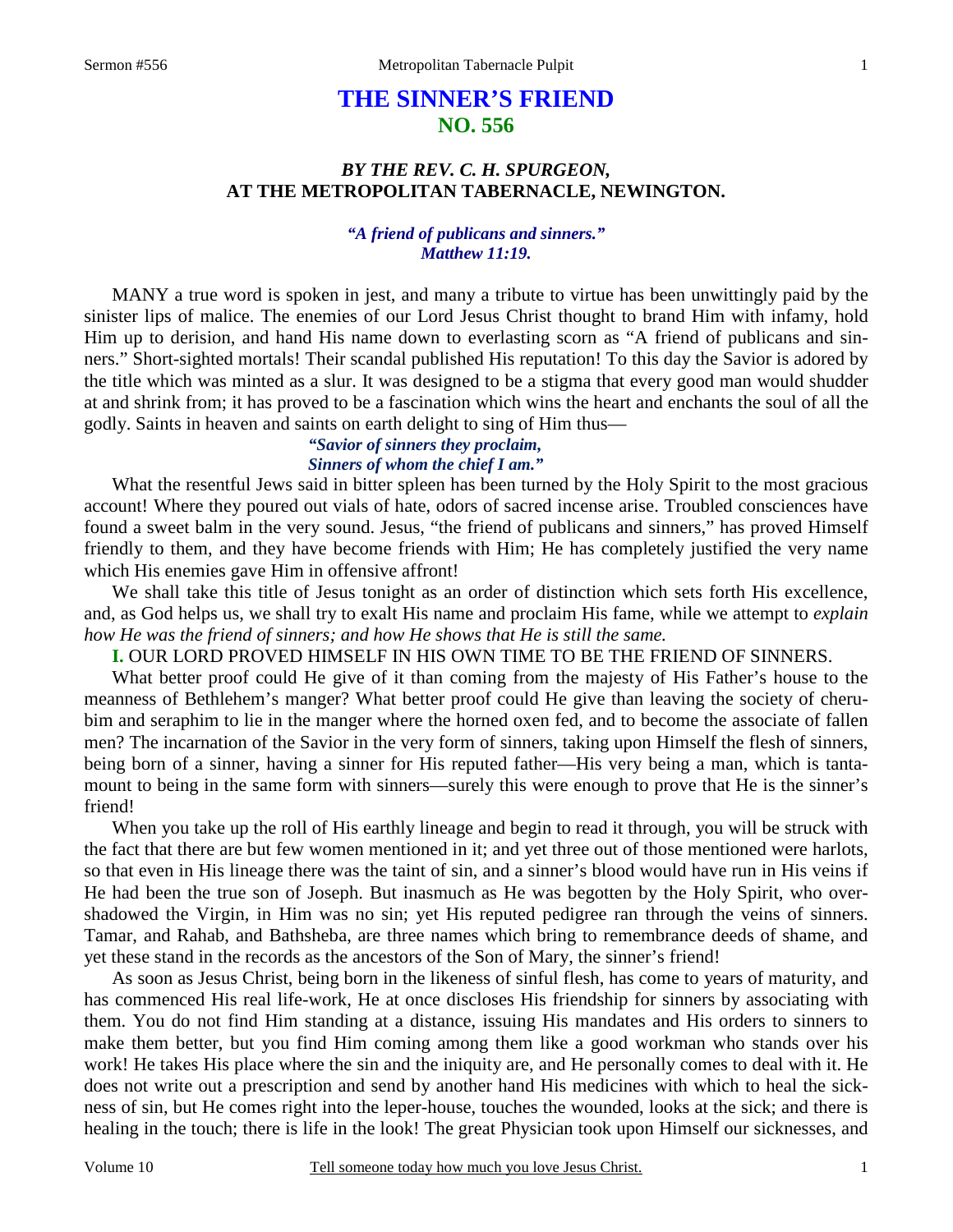# THE SINNER'S FRIEND
## NO. 556

### *BY THE REV. C. H. SPURGEON,*
### AT THE METROPOLITAN TABERNACLE, NEWINGTON.

***"A friend of publicans and sinners."***
***Matthew 11:19.***

MANY a true word is spoken in jest, and many a tribute to virtue has been unwittingly paid by the sinister lips of malice. The enemies of our Lord Jesus Christ thought to brand Him with infamy, hold Him up to derision, and hand His name down to everlasting scorn as "A friend of publicans and sinners." Short-sighted mortals! Their scandal published His reputation! To this day the Savior is adored by the title which was minted as a slur. It was designed to be a stigma that every good man would shudder at and shrink from; it has proved to be a fascination which wins the heart and enchants the soul of all the godly. Saints in heaven and saints on earth delight to sing of Him thus—

***"Savior of sinners they proclaim,***
***Sinners of whom the chief I am."***

What the resentful Jews said in bitter spleen has been turned by the Holy Spirit to the most gracious account! Where they poured out vials of hate, odors of sacred incense arise. Troubled consciences have found a sweet balm in the very sound. Jesus, "the friend of publicans and sinners," has proved Himself friendly to them, and they have become friends with Him; He has completely justified the very name which His enemies gave Him in offensive affront!

We shall take this title of Jesus tonight as an order of distinction which sets forth His excellence, and, as God helps us, we shall try to exalt His name and proclaim His fame, while we attempt to *explain how He was the friend of sinners; and how He shows that He is still the same.*

**I.** OUR LORD PROVED HIMSELF IN HIS OWN TIME TO BE THE FRIEND OF SINNERS.

What better proof could He give of it than coming from the majesty of His Father's house to the meanness of Bethlehem's manger? What better proof could He give than leaving the society of cherubim and seraphim to lie in the manger where the horned oxen fed, and to become the associate of fallen men? The incarnation of the Savior in the very form of sinners, taking upon Himself the flesh of sinners, being born of a sinner, having a sinner for His reputed father—His very being a man, which is tantamount to being in the same form with sinners—surely this were enough to prove that He is the sinner's friend!

When you take up the roll of His earthly lineage and begin to read it through, you will be struck with the fact that there are but few women mentioned in it; and yet three out of those mentioned were harlots, so that even in His lineage there was the taint of sin, and a sinner's blood would have run in His veins if He had been the true son of Joseph. But inasmuch as He was begotten by the Holy Spirit, who overshadowed the Virgin, in Him was no sin; yet His reputed pedigree ran through the veins of sinners. Tamar, and Rahab, and Bathsheba, are three names which bring to remembrance deeds of shame, and yet these stand in the records as the ancestors of the Son of Mary, the sinner's friend!

As soon as Jesus Christ, being born in the likeness of sinful flesh, has come to years of maturity, and has commenced His real life-work, He at once discloses His friendship for sinners by associating with them. You do not find Him standing at a distance, issuing His mandates and His orders to sinners to make them better, but you find Him coming among them like a good workman who stands over his work! He takes His place where the sin and the iniquity are, and He personally comes to deal with it. He does not write out a prescription and send by another hand His medicines with which to heal the sickness of sin, but He comes right into the leper-house, touches the wounded, looks at the sick; and there is healing in the touch; there is life in the look! The great Physician took upon Himself our sicknesses, and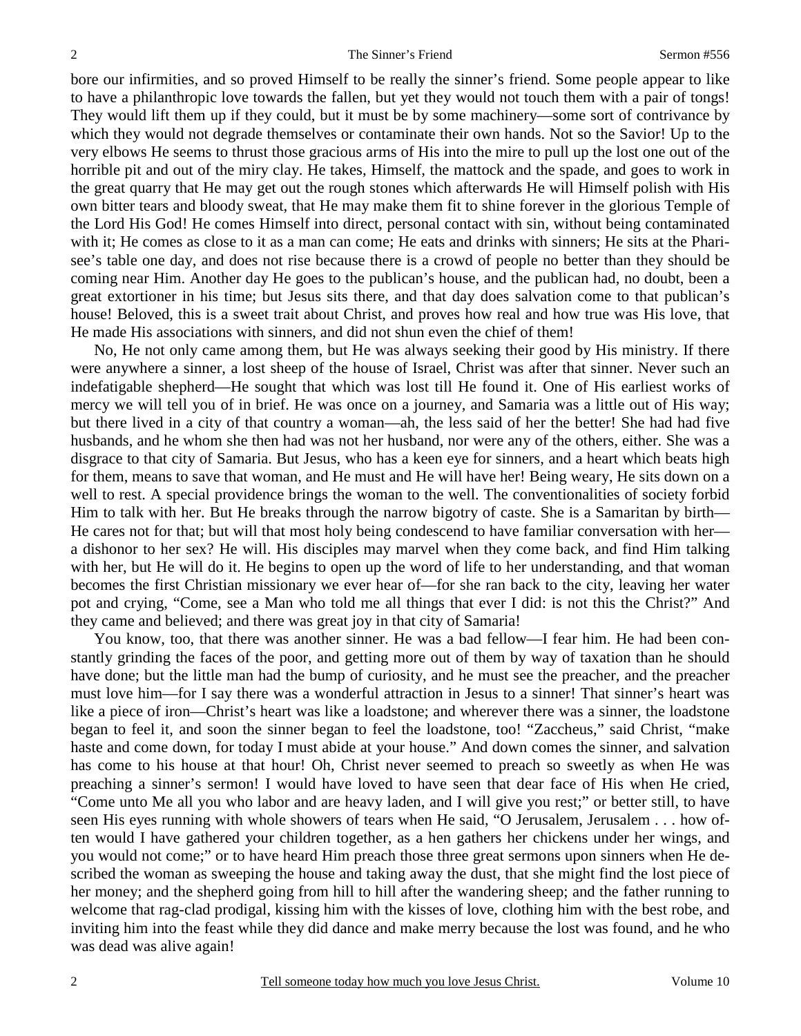bore our infirmities, and so proved Himself to be really the sinner's friend. Some people appear to like to have a philanthropic love towards the fallen, but yet they would not touch them with a pair of tongs! They would lift them up if they could, but it must be by some machinery—some sort of contrivance by which they would not degrade themselves or contaminate their own hands. Not so the Savior! Up to the very elbows He seems to thrust those gracious arms of His into the mire to pull up the lost one out of the horrible pit and out of the miry clay. He takes, Himself, the mattock and the spade, and goes to work in the great quarry that He may get out the rough stones which afterwards He will Himself polish with His own bitter tears and bloody sweat, that He may make them fit to shine forever in the glorious Temple of the Lord His God! He comes Himself into direct, personal contact with sin, without being contaminated with it; He comes as close to it as a man can come; He eats and drinks with sinners; He sits at the Pharisee's table one day, and does not rise because there is a crowd of people no better than they should be coming near Him. Another day He goes to the publican's house, and the publican had, no doubt, been a great extortioner in his time; but Jesus sits there, and that day does salvation come to that publican's house! Beloved, this is a sweet trait about Christ, and proves how real and how true was His love, that He made His associations with sinners, and did not shun even the chief of them!

No, He not only came among them, but He was always seeking their good by His ministry. If there were anywhere a sinner, a lost sheep of the house of Israel, Christ was after that sinner. Never such an indefatigable shepherd—He sought that which was lost till He found it. One of His earliest works of mercy we will tell you of in brief. He was once on a journey, and Samaria was a little out of His way; but there lived in a city of that country a woman—ah, the less said of her the better! She had had five husbands, and he whom she then had was not her husband, nor were any of the others, either. She was a disgrace to that city of Samaria. But Jesus, who has a keen eye for sinners, and a heart which beats high for them, means to save that woman, and He must and He will have her! Being weary, He sits down on a well to rest. A special providence brings the woman to the well. The conventionalities of society forbid Him to talk with her. But He breaks through the narrow bigotry of caste. She is a Samaritan by birth—He cares not for that; but will that most holy being condescend to have familiar conversation with her—a dishonor to her sex? He will. His disciples may marvel when they come back, and find Him talking with her, but He will do it. He begins to open up the word of life to her understanding, and that woman becomes the first Christian missionary we ever hear of—for she ran back to the city, leaving her water pot and crying, "Come, see a Man who told me all things that ever I did: is not this the Christ?" And they came and believed; and there was great joy in that city of Samaria!

You know, too, that there was another sinner. He was a bad fellow—I fear him. He had been constantly grinding the faces of the poor, and getting more out of them by way of taxation than he should have done; but the little man had the bump of curiosity, and he must see the preacher, and the preacher must love him—for I say there was a wonderful attraction in Jesus to a sinner! That sinner's heart was like a piece of iron—Christ's heart was like a loadstone; and wherever there was a sinner, the loadstone began to feel it, and soon the sinner began to feel the loadstone, too! "Zaccheus," said Christ, "make haste and come down, for today I must abide at your house." And down comes the sinner, and salvation has come to his house at that hour! Oh, Christ never seemed to preach so sweetly as when He was preaching a sinner's sermon! I would have loved to have seen that dear face of His when He cried, "Come unto Me all you who labor and are heavy laden, and I will give you rest;" or better still, to have seen His eyes running with whole showers of tears when He said, "O Jerusalem, Jerusalem . . . how often would I have gathered your children together, as a hen gathers her chickens under her wings, and you would not come;" or to have heard Him preach those three great sermons upon sinners when He described the woman as sweeping the house and taking away the dust, that she might find the lost piece of her money; and the shepherd going from hill to hill after the wandering sheep; and the father running to welcome that rag-clad prodigal, kissing him with the kisses of love, clothing him with the best robe, and inviting him into the feast while they did dance and make merry because the lost was found, and he who was dead was alive again!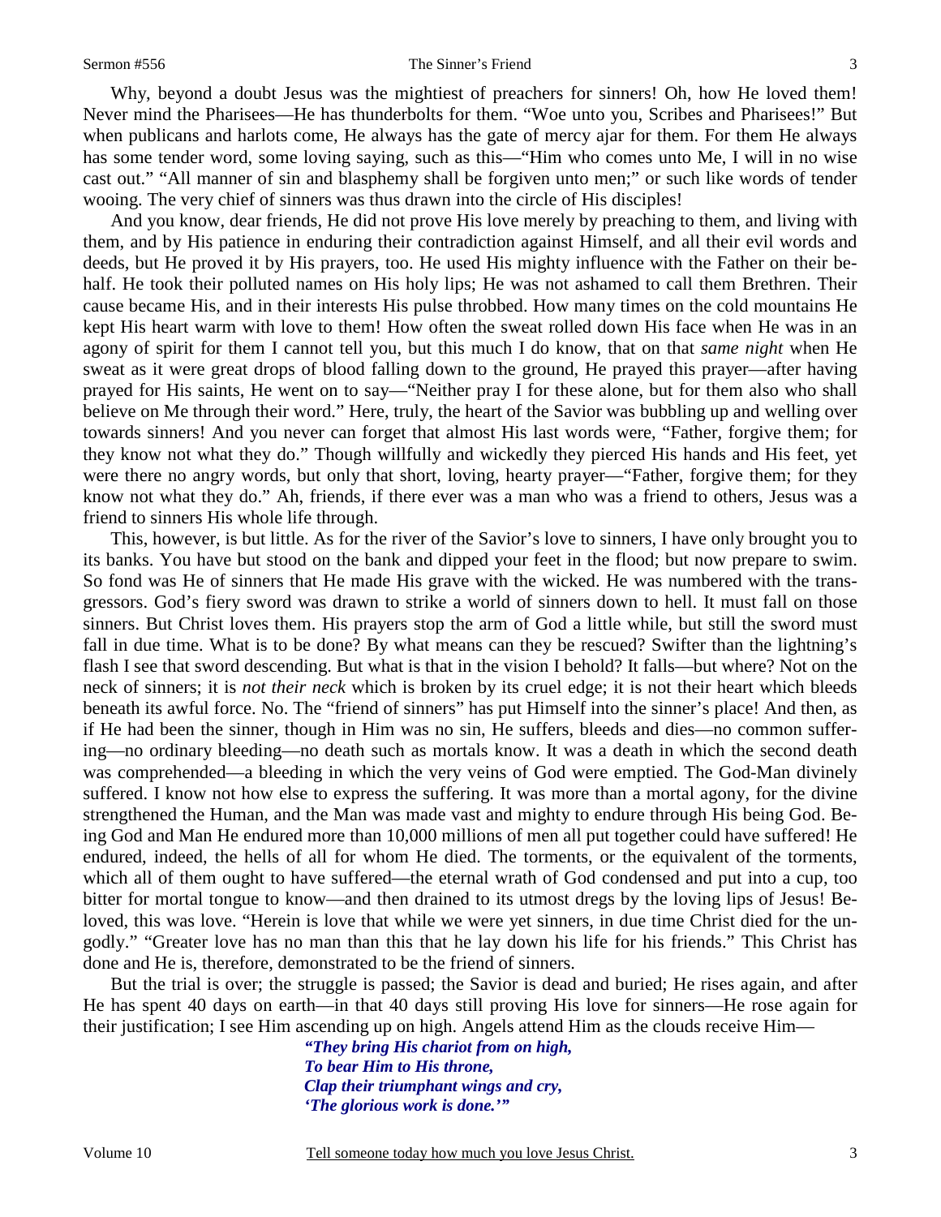Why, beyond a doubt Jesus was the mightiest of preachers for sinners! Oh, how He loved them! Never mind the Pharisees—He has thunderbolts for them. "Woe unto you, Scribes and Pharisees!" But when publicans and harlots come, He always has the gate of mercy ajar for them. For them He always has some tender word, some loving saying, such as this—"Him who comes unto Me, I will in no wise cast out." "All manner of sin and blasphemy shall be forgiven unto men;" or such like words of tender wooing. The very chief of sinners was thus drawn into the circle of His disciples!

And you know, dear friends, He did not prove His love merely by preaching to them, and living with them, and by His patience in enduring their contradiction against Himself, and all their evil words and deeds, but He proved it by His prayers, too. He used His mighty influence with the Father on their behalf. He took their polluted names on His holy lips; He was not ashamed to call them Brethren. Their cause became His, and in their interests His pulse throbbed. How many times on the cold mountains He kept His heart warm with love to them! How often the sweat rolled down His face when He was in an agony of spirit for them I cannot tell you, but this much I do know, that on that *same night* when He sweat as it were great drops of blood falling down to the ground, He prayed this prayer—after having prayed for His saints, He went on to say—"Neither pray I for these alone, but for them also who shall believe on Me through their word." Here, truly, the heart of the Savior was bubbling up and welling over towards sinners! And you never can forget that almost His last words were, "Father, forgive them; for they know not what they do." Though willfully and wickedly they pierced His hands and His feet, yet were there no angry words, but only that short, loving, hearty prayer—"Father, forgive them; for they know not what they do." Ah, friends, if there ever was a man who was a friend to others, Jesus was a friend to sinners His whole life through.

This, however, is but little. As for the river of the Savior's love to sinners, I have only brought you to its banks. You have but stood on the bank and dipped your feet in the flood; but now prepare to swim. So fond was He of sinners that He made His grave with the wicked. He was numbered with the transgressors. God's fiery sword was drawn to strike a world of sinners down to hell. It must fall on those sinners. But Christ loves them. His prayers stop the arm of God a little while, but still the sword must fall in due time. What is to be done? By what means can they be rescued? Swifter than the lightning's flash I see that sword descending. But what is that in the vision I behold? It falls—but where? Not on the neck of sinners; it is *not their neck* which is broken by its cruel edge; it is not their heart which bleeds beneath its awful force. No. The "friend of sinners" has put Himself into the sinner's place! And then, as if He had been the sinner, though in Him was no sin, He suffers, bleeds and dies—no common suffering—no ordinary bleeding—no death such as mortals know. It was a death in which the second death was comprehended—a bleeding in which the very veins of God were emptied. The God-Man divinely suffered. I know not how else to express the suffering. It was more than a mortal agony, for the divine strengthened the Human, and the Man was made vast and mighty to endure through His being God. Being God and Man He endured more than 10,000 millions of men all put together could have suffered! He endured, indeed, the hells of all for whom He died. The torments, or the equivalent of the torments, which all of them ought to have suffered—the eternal wrath of God condensed and put into a cup, too bitter for mortal tongue to know—and then drained to its utmost dregs by the loving lips of Jesus! Beloved, this was love. "Herein is love that while we were yet sinners, in due time Christ died for the ungodly." "Greater love has no man than this that he lay down his life for his friends." This Christ has done and He is, therefore, demonstrated to be the friend of sinners.

But the trial is over; the struggle is passed; the Savior is dead and buried; He rises again, and after He has spent 40 days on earth—in that 40 days still proving His love for sinners—He rose again for their justification; I see Him ascending up on high. Angels attend Him as the clouds receive Him—

> ***"They bring His chariot from on high,***
> ***To bear Him to His throne,***
> ***Clap their triumphant wings and cry,***
> ***'The glorious work is done.'"***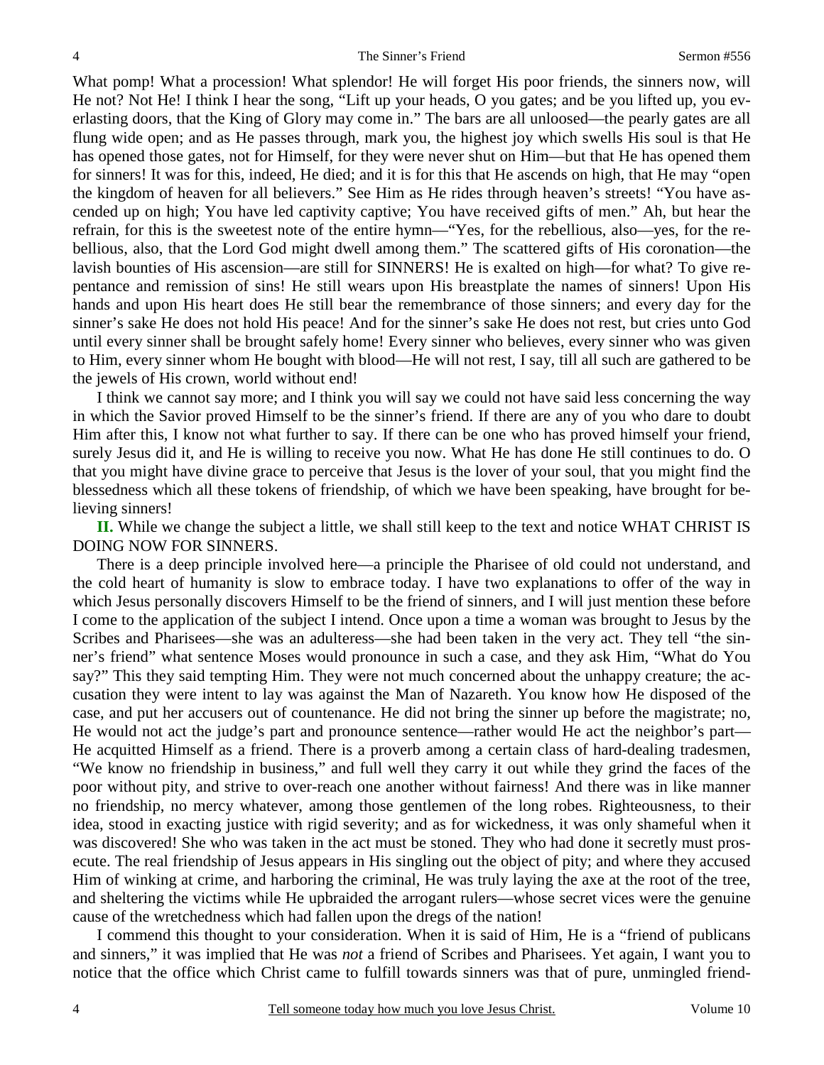What pomp! What a procession! What splendor! He will forget His poor friends, the sinners now, will He not? Not He! I think I hear the song, "Lift up your heads, O you gates; and be you lifted up, you everlasting doors, that the King of Glory may come in." The bars are all unloosed—the pearly gates are all flung wide open; and as He passes through, mark you, the highest joy which swells His soul is that He has opened those gates, not for Himself, for they were never shut on Him—but that He has opened them for sinners! It was for this, indeed, He died; and it is for this that He ascends on high, that He may "open the kingdom of heaven for all believers." See Him as He rides through heaven's streets! "You have ascended up on high; You have led captivity captive; You have received gifts of men." Ah, but hear the refrain, for this is the sweetest note of the entire hymn—"Yes, for the rebellious, also—yes, for the rebellious, also, that the Lord God might dwell among them." The scattered gifts of His coronation—the lavish bounties of His ascension—are still for SINNERS! He is exalted on high—for what? To give repentance and remission of sins! He still wears upon His breastplate the names of sinners! Upon His hands and upon His heart does He still bear the remembrance of those sinners; and every day for the sinner's sake He does not hold His peace! And for the sinner's sake He does not rest, but cries unto God until every sinner shall be brought safely home! Every sinner who believes, every sinner who was given to Him, every sinner whom He bought with blood—He will not rest, I say, till all such are gathered to be the jewels of His crown, world without end!

I think we cannot say more; and I think you will say we could not have said less concerning the way in which the Savior proved Himself to be the sinner's friend. If there are any of you who dare to doubt Him after this, I know not what further to say. If there can be one who has proved himself your friend, surely Jesus did it, and He is willing to receive you now. What He has done He still continues to do. O that you might have divine grace to perceive that Jesus is the lover of your soul, that you might find the blessedness which all these tokens of friendship, of which we have been speaking, have brought for believing sinners!

**II.** While we change the subject a little, we shall still keep to the text and notice WHAT CHRIST IS DOING NOW FOR SINNERS.

There is a deep principle involved here—a principle the Pharisee of old could not understand, and the cold heart of humanity is slow to embrace today. I have two explanations to offer of the way in which Jesus personally discovers Himself to be the friend of sinners, and I will just mention these before I come to the application of the subject I intend. Once upon a time a woman was brought to Jesus by the Scribes and Pharisees—she was an adulteress—she had been taken in the very act. They tell "the sinner's friend" what sentence Moses would pronounce in such a case, and they ask Him, "What do You say?" This they said tempting Him. They were not much concerned about the unhappy creature; the accusation they were intent to lay was against the Man of Nazareth. You know how He disposed of the case, and put her accusers out of countenance. He did not bring the sinner up before the magistrate; no, He would not act the judge's part and pronounce sentence—rather would He act the neighbor's part—He acquitted Himself as a friend. There is a proverb among a certain class of hard-dealing tradesmen, "We know no friendship in business," and full well they carry it out while they grind the faces of the poor without pity, and strive to over-reach one another without fairness! And there was in like manner no friendship, no mercy whatever, among those gentlemen of the long robes. Righteousness, to their idea, stood in exacting justice with rigid severity; and as for wickedness, it was only shameful when it was discovered! She who was taken in the act must be stoned. They who had done it secretly must prosecute. The real friendship of Jesus appears in His singling out the object of pity; and where they accused Him of winking at crime, and harboring the criminal, He was truly laying the axe at the root of the tree, and sheltering the victims while He upbraided the arrogant rulers—whose secret vices were the genuine cause of the wretchedness which had fallen upon the dregs of the nation!

I commend this thought to your consideration. When it is said of Him, He is a "friend of publicans and sinners," it was implied that He was *not* a friend of Scribes and Pharisees. Yet again, I want you to notice that the office which Christ came to fulfill towards sinners was that of pure, unmingled friend-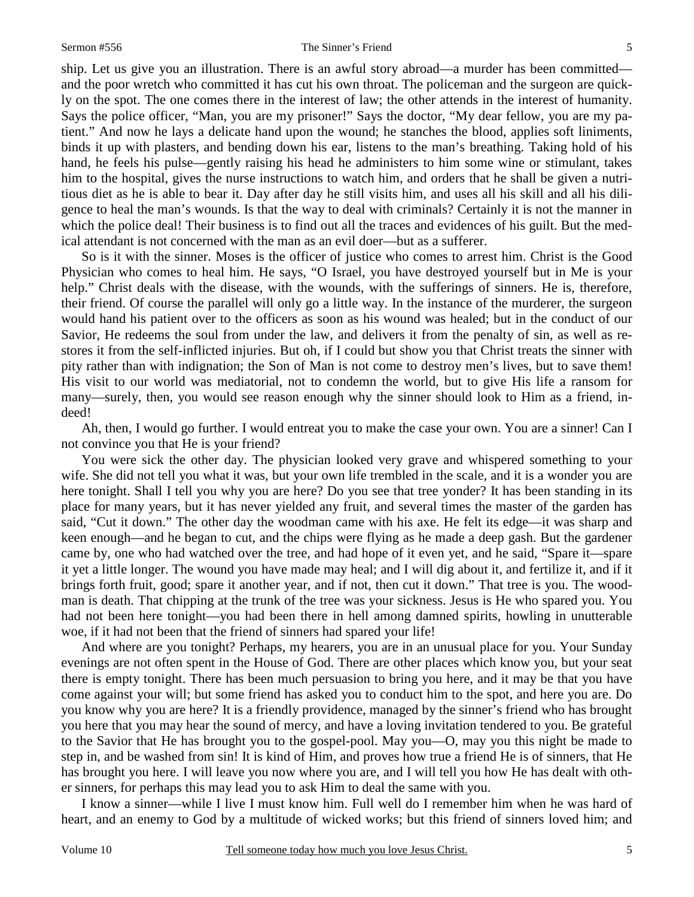ship. Let us give you an illustration. There is an awful story abroad—a murder has been committed—and the poor wretch who committed it has cut his own throat. The policeman and the surgeon are quickly on the spot. The one comes there in the interest of law; the other attends in the interest of humanity. Says the police officer, "Man, you are my prisoner!" Says the doctor, "My dear fellow, you are my patient." And now he lays a delicate hand upon the wound; he stanches the blood, applies soft liniments, binds it up with plasters, and bending down his ear, listens to the man's breathing. Taking hold of his hand, he feels his pulse—gently raising his head he administers to him some wine or stimulant, takes him to the hospital, gives the nurse instructions to watch him, and orders that he shall be given a nutritious diet as he is able to bear it. Day after day he still visits him, and uses all his skill and all his diligence to heal the man's wounds. Is that the way to deal with criminals? Certainly it is not the manner in which the police deal! Their business is to find out all the traces and evidences of his guilt. But the medical attendant is not concerned with the man as an evil doer—but as a sufferer.

So is it with the sinner. Moses is the officer of justice who comes to arrest him. Christ is the Good Physician who comes to heal him. He says, "O Israel, you have destroyed yourself but in Me is your help." Christ deals with the disease, with the wounds, with the sufferings of sinners. He is, therefore, their friend. Of course the parallel will only go a little way. In the instance of the murderer, the surgeon would hand his patient over to the officers as soon as his wound was healed; but in the conduct of our Savior, He redeems the soul from under the law, and delivers it from the penalty of sin, as well as restores it from the self-inflicted injuries. But oh, if I could but show you that Christ treats the sinner with pity rather than with indignation; the Son of Man is not come to destroy men's lives, but to save them! His visit to our world was mediatorial, not to condemn the world, but to give His life a ransom for many—surely, then, you would see reason enough why the sinner should look to Him as a friend, indeed!

Ah, then, I would go further. I would entreat you to make the case your own. You are a sinner! Can I not convince you that He is your friend?

You were sick the other day. The physician looked very grave and whispered something to your wife. She did not tell you what it was, but your own life trembled in the scale, and it is a wonder you are here tonight. Shall I tell you why you are here? Do you see that tree yonder? It has been standing in its place for many years, but it has never yielded any fruit, and several times the master of the garden has said, "Cut it down." The other day the woodman came with his axe. He felt its edge—it was sharp and keen enough—and he began to cut, and the chips were flying as he made a deep gash. But the gardener came by, one who had watched over the tree, and had hope of it even yet, and he said, "Spare it—spare it yet a little longer. The wound you have made may heal; and I will dig about it, and fertilize it, and if it brings forth fruit, good; spare it another year, and if not, then cut it down." That tree is you. The woodman is death. That chipping at the trunk of the tree was your sickness. Jesus is He who spared you. You had not been here tonight—you had been there in hell among damned spirits, howling in unutterable woe, if it had not been that the friend of sinners had spared your life!

And where are you tonight? Perhaps, my hearers, you are in an unusual place for you. Your Sunday evenings are not often spent in the House of God. There are other places which know you, but your seat there is empty tonight. There has been much persuasion to bring you here, and it may be that you have come against your will; but some friend has asked you to conduct him to the spot, and here you are. Do you know why you are here? It is a friendly providence, managed by the sinner's friend who has brought you here that you may hear the sound of mercy, and have a loving invitation tendered to you. Be grateful to the Savior that He has brought you to the gospel-pool. May you—O, may you this night be made to step in, and be washed from sin! It is kind of Him, and proves how true a friend He is of sinners, that He has brought you here. I will leave you now where you are, and I will tell you how He has dealt with other sinners, for perhaps this may lead you to ask Him to deal the same with you.

I know a sinner—while I live I must know him. Full well do I remember him when he was hard of heart, and an enemy to God by a multitude of wicked works; but this friend of sinners loved him; and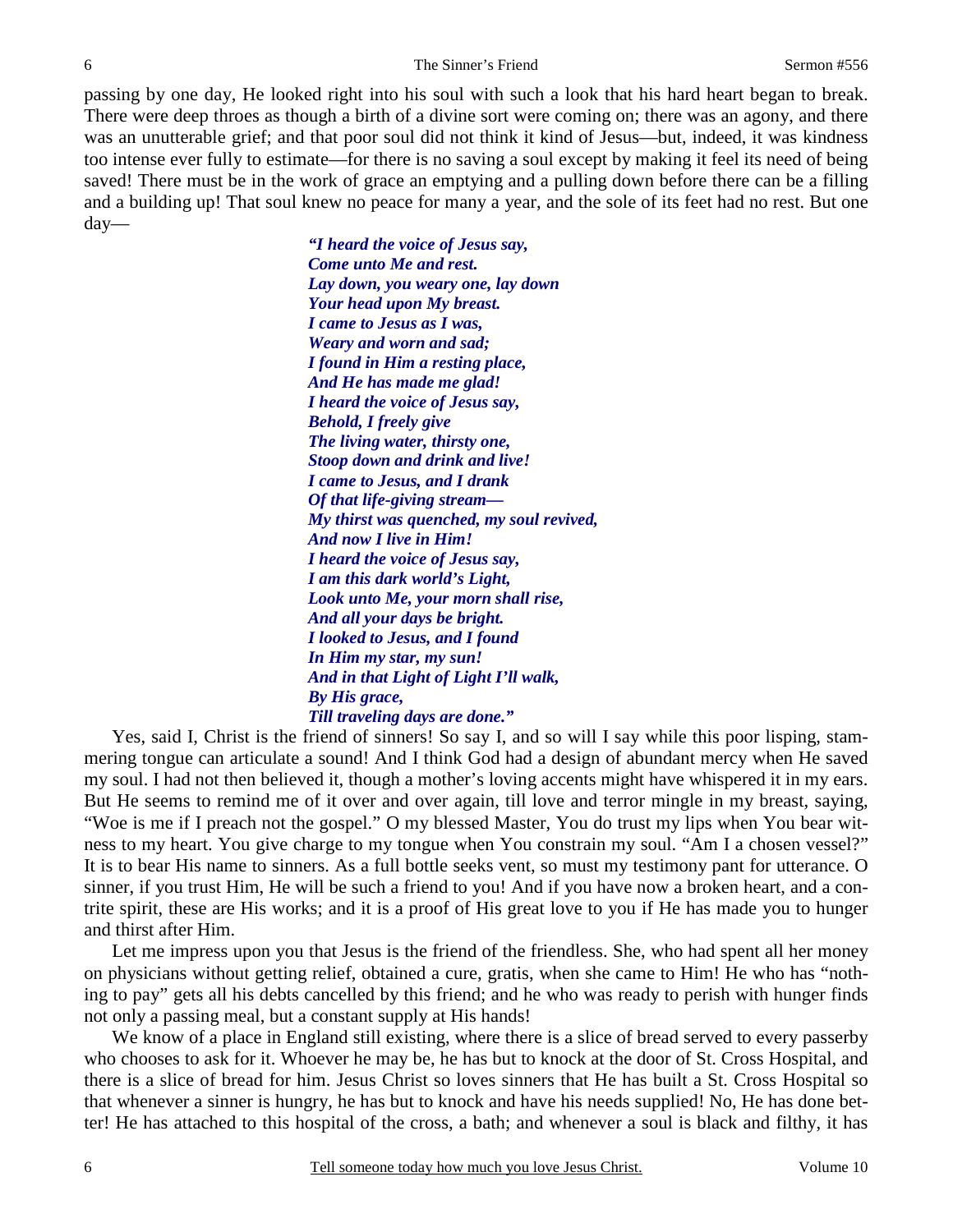passing by one day, He looked right into his soul with such a look that his hard heart began to break. There were deep throes as though a birth of a divine sort were coming on; there was an agony, and there was an unutterable grief; and that poor soul did not think it kind of Jesus—but, indeed, it was kindness too intense ever fully to estimate—for there is no saving a soul except by making it feel its need of being saved! There must be in the work of grace an emptying and a pulling down before there can be a filling and a building up! That soul knew no peace for many a year, and the sole of its feet had no rest. But one day—

> ***"I heard the voice of Jesus say,***
> ***Come unto Me and rest.***
> ***Lay down, you weary one, lay down***
> ***Your head upon My breast.***
> ***I came to Jesus as I was,***
> ***Weary and worn and sad;***
> ***I found in Him a resting place,***
> ***And He has made me glad!***
> ***I heard the voice of Jesus say,***
> ***Behold, I freely give***
> ***The living water, thirsty one,***
> ***Stoop down and drink and live!***
> ***I came to Jesus, and I drank***
> ***Of that life-giving stream—***
> ***My thirst was quenched, my soul revived,***
> ***And now I live in Him!***
> ***I heard the voice of Jesus say,***
> ***I am this dark world's Light,***
> ***Look unto Me, your morn shall rise,***
> ***And all your days be bright.***
> ***I looked to Jesus, and I found***
> ***In Him my star, my sun!***
> ***And in that Light of Light I'll walk,***
> ***By His grace,***
> ***Till traveling days are done."***

Yes, said I, Christ is the friend of sinners! So say I, and so will I say while this poor lisping, stammering tongue can articulate a sound! And I think God had a design of abundant mercy when He saved my soul. I had not then believed it, though a mother's loving accents might have whispered it in my ears. But He seems to remind me of it over and over again, till love and terror mingle in my breast, saying, "Woe is me if I preach not the gospel." O my blessed Master, You do trust my lips when You bear witness to my heart. You give charge to my tongue when You constrain my soul. "Am I a chosen vessel?" It is to bear His name to sinners. As a full bottle seeks vent, so must my testimony pant for utterance. O sinner, if you trust Him, He will be such a friend to you! And if you have now a broken heart, and a contrite spirit, these are His works; and it is a proof of His great love to you if He has made you to hunger and thirst after Him.

Let me impress upon you that Jesus is the friend of the friendless. She, who had spent all her money on physicians without getting relief, obtained a cure, gratis, when she came to Him! He who has "nothing to pay" gets all his debts cancelled by this friend; and he who was ready to perish with hunger finds not only a passing meal, but a constant supply at His hands!

We know of a place in England still existing, where there is a slice of bread served to every passerby who chooses to ask for it. Whoever he may be, he has but to knock at the door of St. Cross Hospital, and there is a slice of bread for him. Jesus Christ so loves sinners that He has built a St. Cross Hospital so that whenever a sinner is hungry, he has but to knock and have his needs supplied! No, He has done better! He has attached to this hospital of the cross, a bath; and whenever a soul is black and filthy, it has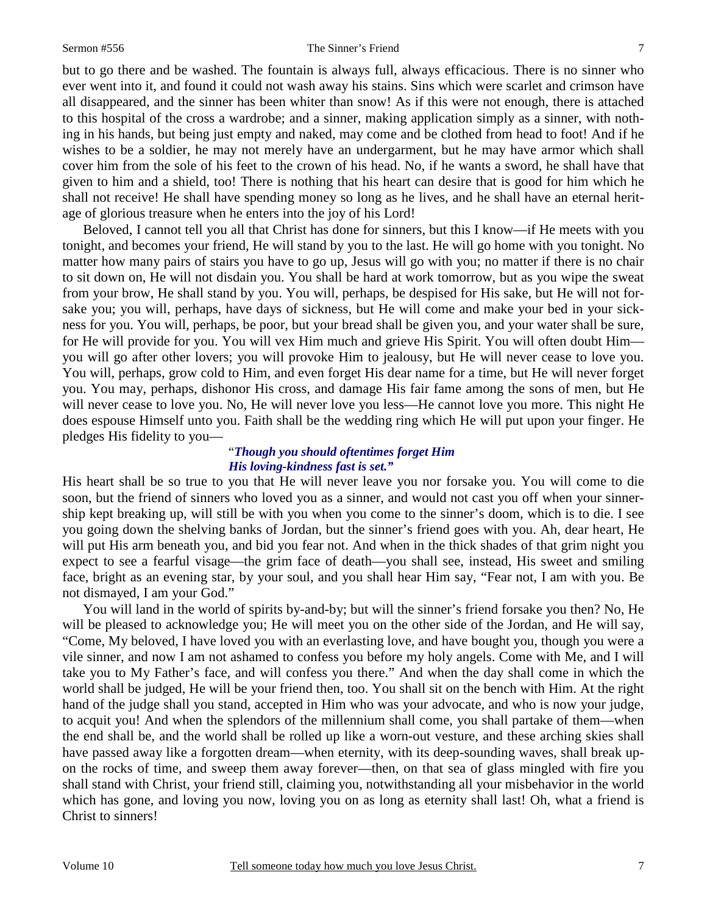but to go there and be washed. The fountain is always full, always efficacious. There is no sinner who ever went into it, and found it could not wash away his stains. Sins which were scarlet and crimson have all disappeared, and the sinner has been whiter than snow! As if this were not enough, there is attached to this hospital of the cross a wardrobe; and a sinner, making application simply as a sinner, with nothing in his hands, but being just empty and naked, may come and be clothed from head to foot! And if he wishes to be a soldier, he may not merely have an undergarment, but he may have armor which shall cover him from the sole of his feet to the crown of his head. No, if he wants a sword, he shall have that given to him and a shield, too! There is nothing that his heart can desire that is good for him which he shall not receive! He shall have spending money so long as he lives, and he shall have an eternal heritage of glorious treasure when he enters into the joy of his Lord!

Beloved, I cannot tell you all that Christ has done for sinners, but this I know—if He meets with you tonight, and becomes your friend, He will stand by you to the last. He will go home with you tonight. No matter how many pairs of stairs you have to go up, Jesus will go with you; no matter if there is no chair to sit down on, He will not disdain you. You shall be hard at work tomorrow, but as you wipe the sweat from your brow, He shall stand by you. You will, perhaps, be despised for His sake, but He will not forsake you; you will, perhaps, have days of sickness, but He will come and make your bed in your sickness for you. You will, perhaps, be poor, but your bread shall be given you, and your water shall be sure, for He will provide for you. You will vex Him much and grieve His Spirit. You will often doubt Him—you will go after other lovers; you will provoke Him to jealousy, but He will never cease to love you. You will, perhaps, grow cold to Him, and even forget His dear name for a time, but He will never forget you. You may, perhaps, dishonor His cross, and damage His fair fame among the sons of men, but He will never cease to love you. No, He will never love you less—He cannot love you more. This night He does espouse Himself unto you. Faith shall be the wedding ring which He will put upon your finger. He pledges His fidelity to you—

> "*Though you should oftentimes forget Him*
> *His loving-kindness fast is set."*

His heart shall be so true to you that He will never leave you nor forsake you. You will come to die soon, but the friend of sinners who loved you as a sinner, and would not cast you off when your sinnership kept breaking up, will still be with you when you come to the sinner's doom, which is to die. I see you going down the shelving banks of Jordan, but the sinner's friend goes with you. Ah, dear heart, He will put His arm beneath you, and bid you fear not. And when in the thick shades of that grim night you expect to see a fearful visage—the grim face of death—you shall see, instead, His sweet and smiling face, bright as an evening star, by your soul, and you shall hear Him say, "Fear not, I am with you. Be not dismayed, I am your God."

You will land in the world of spirits by-and-by; but will the sinner's friend forsake you then? No, He will be pleased to acknowledge you; He will meet you on the other side of the Jordan, and He will say, "Come, My beloved, I have loved you with an everlasting love, and have bought you, though you were a vile sinner, and now I am not ashamed to confess you before my holy angels. Come with Me, and I will take you to My Father's face, and will confess you there." And when the day shall come in which the world shall be judged, He will be your friend then, too. You shall sit on the bench with Him. At the right hand of the judge shall you stand, accepted in Him who was your advocate, and who is now your judge, to acquit you! And when the splendors of the millennium shall come, you shall partake of them—when the end shall be, and the world shall be rolled up like a worn-out vesture, and these arching skies shall have passed away like a forgotten dream—when eternity, with its deep-sounding waves, shall break upon the rocks of time, and sweep them away forever—then, on that sea of glass mingled with fire you shall stand with Christ, your friend still, claiming you, notwithstanding all your misbehavior in the world which has gone, and loving you now, loving you on as long as eternity shall last! Oh, what a friend is Christ to sinners!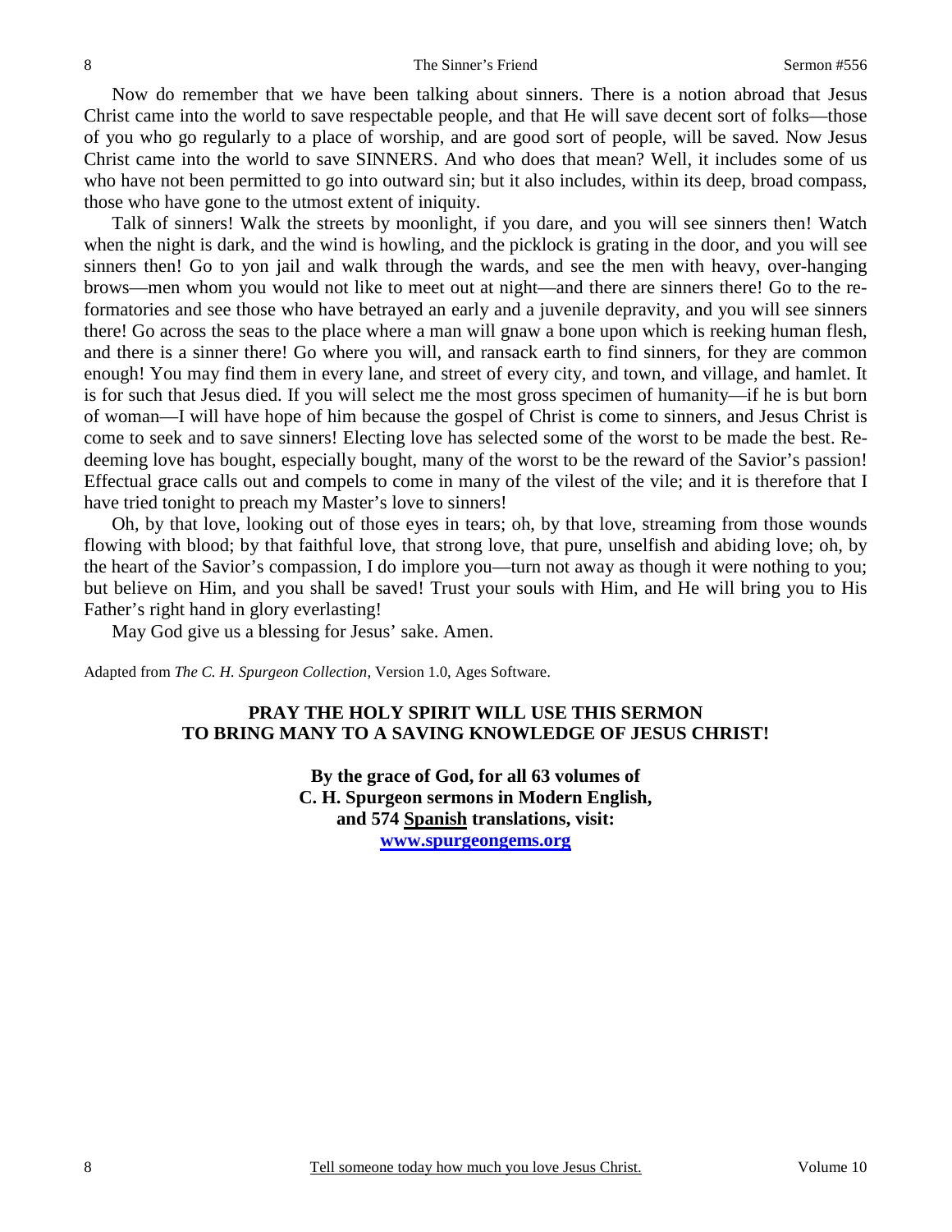Now do remember that we have been talking about sinners. There is a notion abroad that Jesus Christ came into the world to save respectable people, and that He will save decent sort of folks—those of you who go regularly to a place of worship, and are good sort of people, will be saved. Now Jesus Christ came into the world to save SINNERS. And who does that mean? Well, it includes some of us who have not been permitted to go into outward sin; but it also includes, within its deep, broad compass, those who have gone to the utmost extent of iniquity.

Talk of sinners! Walk the streets by moonlight, if you dare, and you will see sinners then! Watch when the night is dark, and the wind is howling, and the picklock is grating in the door, and you will see sinners then! Go to yon jail and walk through the wards, and see the men with heavy, over-hanging brows—men whom you would not like to meet out at night—and there are sinners there! Go to the reformatories and see those who have betrayed an early and a juvenile depravity, and you will see sinners there! Go across the seas to the place where a man will gnaw a bone upon which is reeking human flesh, and there is a sinner there! Go where you will, and ransack earth to find sinners, for they are common enough! You may find them in every lane, and street of every city, and town, and village, and hamlet. It is for such that Jesus died. If you will select me the most gross specimen of humanity—if he is but born of woman—I will have hope of him because the gospel of Christ is come to sinners, and Jesus Christ is come to seek and to save sinners! Electing love has selected some of the worst to be made the best. Redeeming love has bought, especially bought, many of the worst to be the reward of the Savior's passion! Effectual grace calls out and compels to come in many of the vilest of the vile; and it is therefore that I have tried tonight to preach my Master's love to sinners!

Oh, by that love, looking out of those eyes in tears; oh, by that love, streaming from those wounds flowing with blood; by that faithful love, that strong love, that pure, unselfish and abiding love; oh, by the heart of the Savior's compassion, I do implore you—turn not away as though it were nothing to you; but believe on Him, and you shall be saved! Trust your souls with Him, and He will bring you to His Father's right hand in glory everlasting!

May God give us a blessing for Jesus' sake. Amen.

Adapted from *The C. H. Spurgeon Collection*, Version 1.0, Ages Software.

**PRAY THE HOLY SPIRIT WILL USE THIS SERMON TO BRING MANY TO A SAVING KNOWLEDGE OF JESUS CHRIST!**

**By the grace of God, for all 63 volumes of C. H. Spurgeon sermons in Modern English, and 574 Spanish translations, visit: www.spurgeongems.org**